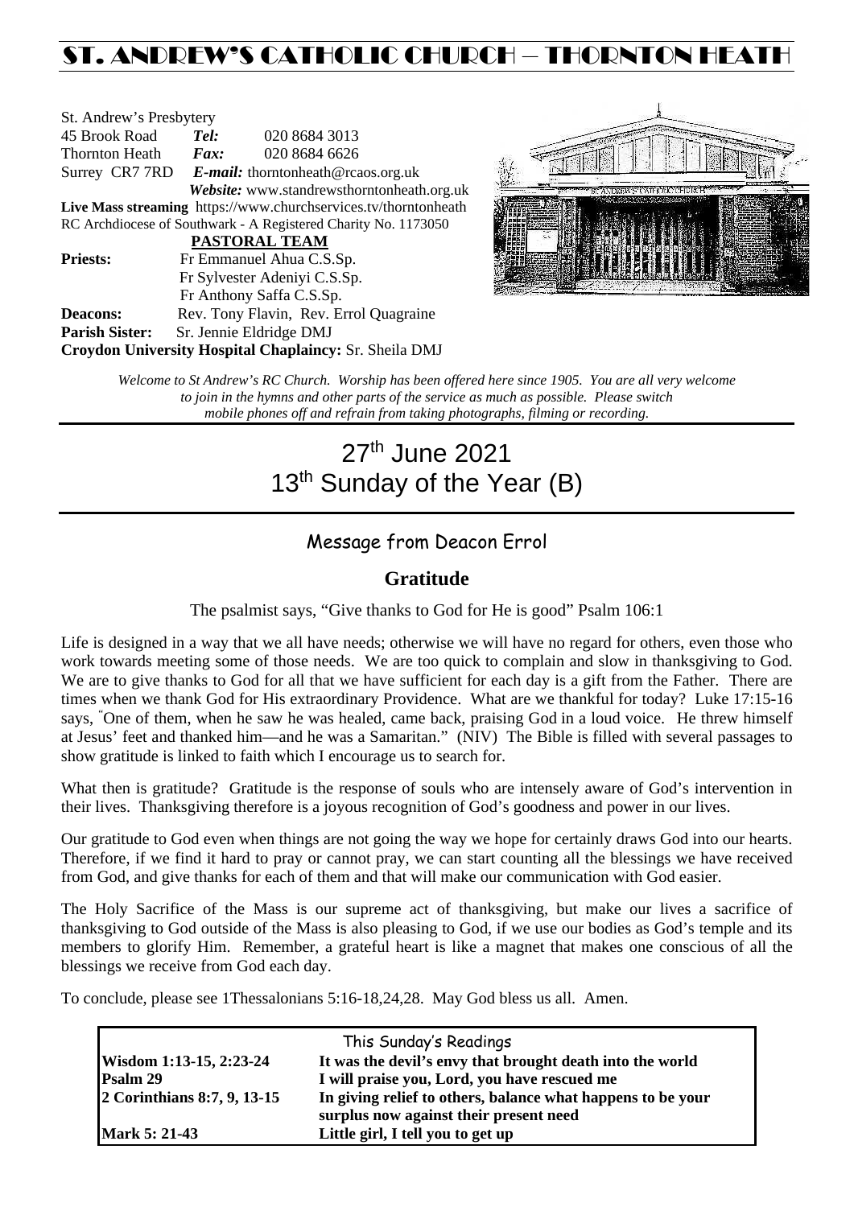# ST. ANDREW'S CATHOLIC CHURCH – THORNTON HEATH

St. Andrew's Presbytery
45 Brook Road **Tel:** 020 8684 3013
Thornton Heath **Fax:** 020 8684 6626
Surrey CR7 7RD **E-mail:** thorntonheath@rcaos.org.uk
**Website:** www.standrewsthorntonheath.org.uk
**Live Mass streaming** https://www.churchservices.tv/thorntonheath
RC Archdiocese of Southwark - A Registered Charity No. 1173050

**PASTORAL TEAM**

**Priests:** Fr Emmanuel Ahua C.S.Sp.
Fr Sylvester Adeniyi C.S.Sp.
Fr Anthony Saffa C.S.Sp.
**Deacons:** Rev. Tony Flavin, Rev. Errol Quagraine
**Parish Sister:** Sr. Jennie Eldridge DMJ
**Croydon University Hospital Chaplaincy:** Sr. Sheila DMJ

*Welcome to St Andrew's RC Church. Worship has been offered here since 1905. You are all very welcome to join in the hymns and other parts of the service as much as possible. Please switch mobile phones off and refrain from taking photographs, filming or recording.*

# 27th June 2021
# 13th Sunday of the Year (B)

## Message from Deacon Errol

### Gratitude

The psalmist says, "Give thanks to God for He is good" Psalm 106:1

Life is designed in a way that we all have needs; otherwise we will have no regard for others, even those who work towards meeting some of those needs. We are too quick to complain and slow in thanksgiving to God. We are to give thanks to God for all that we have sufficient for each day is a gift from the Father. There are times when we thank God for His extraordinary Providence. What are we thankful for today? Luke 17:15-16 says, "One of them, when he saw he was healed, came back, praising God in a loud voice. He threw himself at Jesus' feet and thanked him—and he was a Samaritan." (NIV) The Bible is filled with several passages to show gratitude is linked to faith which I encourage us to search for.

What then is gratitude? Gratitude is the response of souls who are intensely aware of God's intervention in their lives. Thanksgiving therefore is a joyous recognition of God's goodness and power in our lives.

Our gratitude to God even when things are not going the way we hope for certainly draws God into our hearts. Therefore, if we find it hard to pray or cannot pray, we can start counting all the blessings we have received from God, and give thanks for each of them and that will make our communication with God easier.

The Holy Sacrifice of the Mass is our supreme act of thanksgiving, but make our lives a sacrifice of thanksgiving to God outside of the Mass is also pleasing to God, if we use our bodies as God's temple and its members to glorify Him. Remember, a grateful heart is like a magnet that makes one conscious of all the blessings we receive from God each day.

To conclude, please see 1Thessalonians 5:16-18,24,28. May God bless us all. Amen.

| This Sunday's Readings | |
|---|---|
| **Wisdom 1:13-15, 2:23-24** | **It was the devil's envy that brought death into the world** |
| **Psalm 29** | **I will praise you, Lord, you have rescued me** |
| **2 Corinthians 8:7, 9, 13-15** | **In giving relief to others, balance what happens to be your surplus now against their present need** |
| **Mark 5: 21-43** | **Little girl, I tell you to get up** |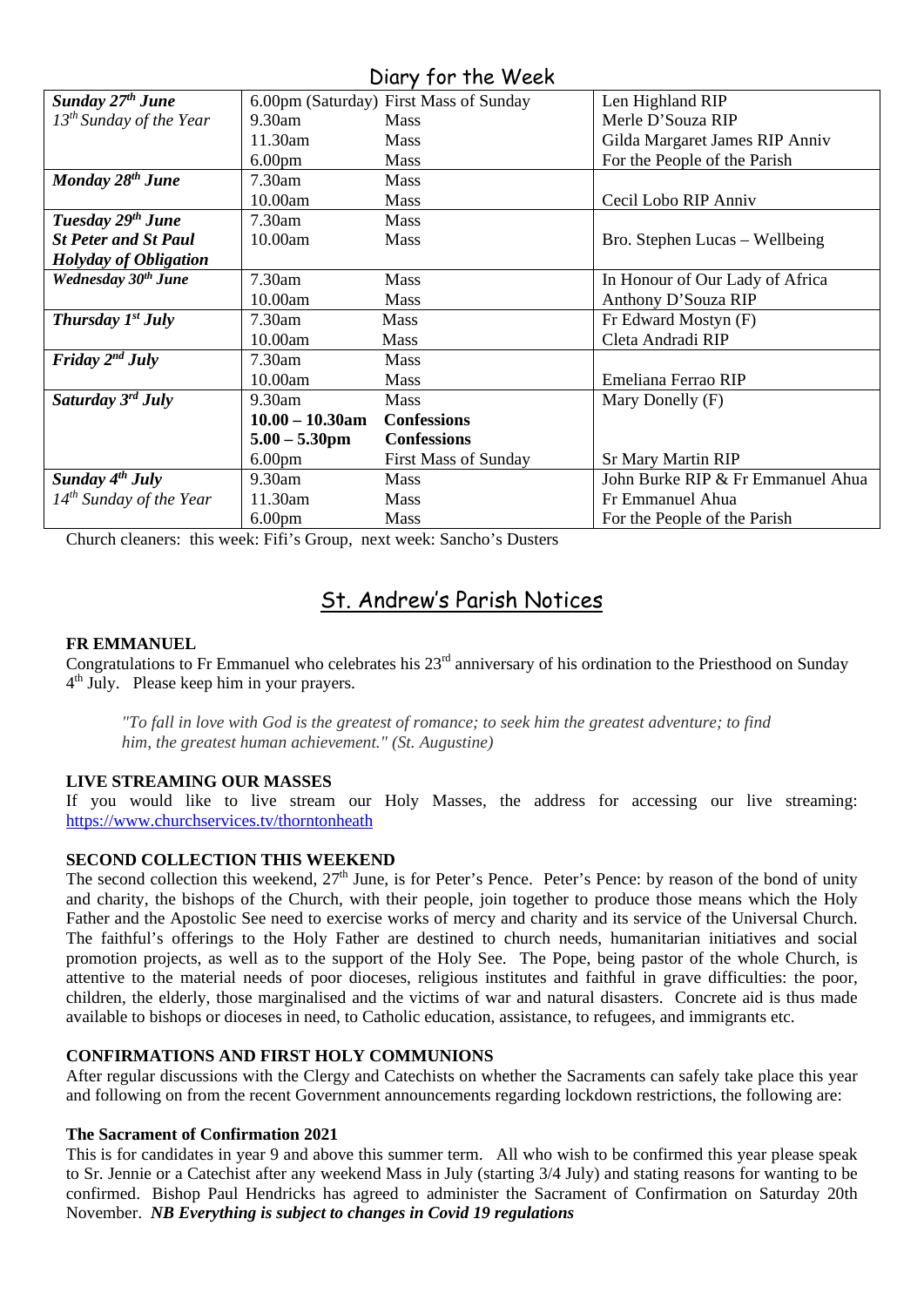## Diary for the Week

| Day | Time | Service | Intention |
|---|---|---|---|
| ***Sunday 27th June*** | 6.00pm (Saturday) | First Mass of Sunday | Len Highland RIP |
| *13th Sunday of the Year* | 9.30am | Mass | Merle D'Souza RIP |
| | 11.30am | Mass | Gilda Margaret James RIP Anniv |
| | 6.00pm | Mass | For the People of the Parish |
| ***Monday 28th June*** | 7.30am | Mass | |
| | 10.00am | Mass | Cecil Lobo RIP Anniv |
| ***Tuesday 29th June*** | 7.30am | Mass | |
| ***St Peter and St Paul*** | 10.00am | Mass | Bro. Stephen Lucas – Wellbeing |
| ***Holyday of Obligation*** | | | |
| ***Wednesday 30th June*** | 7.30am | Mass | In Honour of Our Lady of Africa |
| | 10.00am | Mass | Anthony D'Souza RIP |
| ***Thursday 1st July*** | 7.30am | Mass | Fr Edward Mostyn (F) |
| | 10.00am | Mass | Cleta Andradi RIP |
| ***Friday 2nd July*** | 7.30am | Mass | |
| | 10.00am | Mass | Emeliana Ferrao RIP |
| ***Saturday 3rd July*** | 9.30am | Mass | Mary Donelly (F) |
| | **10.00 – 10.30am** | **Confessions** | |
| | **5.00 – 5.30pm** | **Confessions** | |
| | 6.00pm | First Mass of Sunday | Sr Mary Martin RIP |
| ***Sunday 4th July*** | 9.30am | Mass | John Burke RIP & Fr Emmanuel Ahua |
| *14th Sunday of the Year* | 11.30am | Mass | Fr Emmanuel Ahua |
| | 6.00pm | Mass | For the People of the Parish |

Church cleaners: this week: Fifi's Group, next week: Sancho's Dusters

## St. Andrew's Parish Notices

**FR EMMANUEL**

Congratulations to Fr Emmanuel who celebrates his 23rd anniversary of his ordination to the Priesthood on Sunday 4th July. Please keep him in your prayers.

> *"To fall in love with God is the greatest of romance; to seek him the greatest adventure; to find him, the greatest human achievement." (St. Augustine)*

**LIVE STREAMING OUR MASSES**

If you would like to live stream our Holy Masses, the address for accessing our live streaming: https://www.churchservices.tv/thorntonheath

**SECOND COLLECTION THIS WEEKEND**

The second collection this weekend, 27th June, is for Peter's Pence. Peter's Pence: by reason of the bond of unity and charity, the bishops of the Church, with their people, join together to produce those means which the Holy Father and the Apostolic See need to exercise works of mercy and charity and its service of the Universal Church. The faithful's offerings to the Holy Father are destined to church needs, humanitarian initiatives and social promotion projects, as well as to the support of the Holy See. The Pope, being pastor of the whole Church, is attentive to the material needs of poor dioceses, religious institutes and faithful in grave difficulties: the poor, children, the elderly, those marginalised and the victims of war and natural disasters. Concrete aid is thus made available to bishops or dioceses in need, to Catholic education, assistance, to refugees, and immigrants etc.

**CONFIRMATIONS AND FIRST HOLY COMMUNIONS**

After regular discussions with the Clergy and Catechists on whether the Sacraments can safely take place this year and following on from the recent Government announcements regarding lockdown restrictions, the following are:

**The Sacrament of Confirmation 2021**

This is for candidates in year 9 and above this summer term. All who wish to be confirmed this year please speak to Sr. Jennie or a Catechist after any weekend Mass in July (starting 3/4 July) and stating reasons for wanting to be confirmed. Bishop Paul Hendricks has agreed to administer the Sacrament of Confirmation on Saturday 20th November. ***NB Everything is subject to changes in Covid 19 regulations***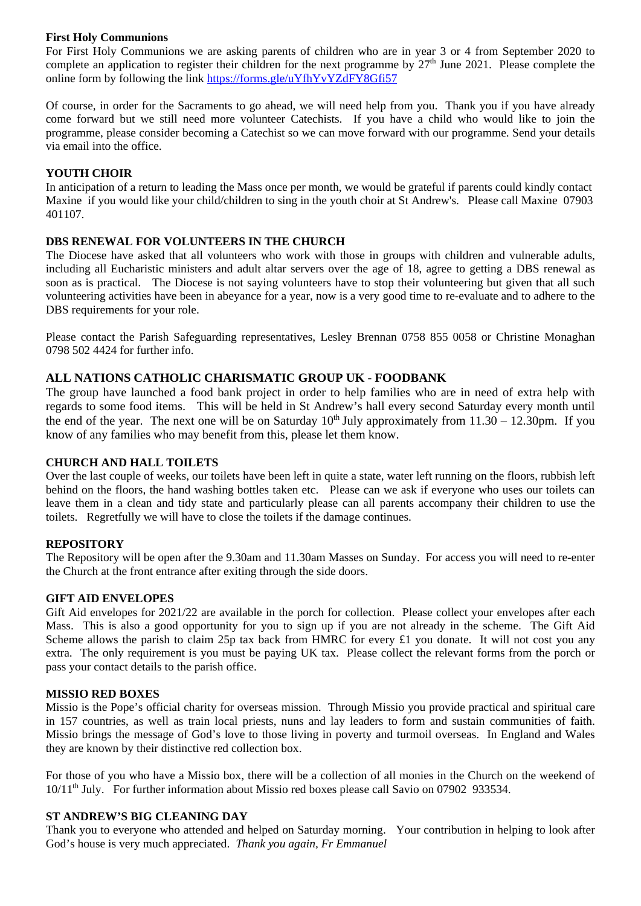**First Holy Communions**

For First Holy Communions we are asking parents of children who are in year 3 or 4 from September 2020 to complete an application to register their children for the next programme by 27th June 2021. Please complete the online form by following the link https://forms.gle/uYfhYvYZdFY8Gfi57

Of course, in order for the Sacraments to go ahead, we will need help from you. Thank you if you have already come forward but we still need more volunteer Catechists. If you have a child who would like to join the programme, please consider becoming a Catechist so we can move forward with our programme. Send your details via email into the office.

**YOUTH CHOIR**

In anticipation of a return to leading the Mass once per month, we would be grateful if parents could kindly contact Maxine if you would like your child/children to sing in the youth choir at St Andrew's. Please call Maxine 07903 401107.

**DBS RENEWAL FOR VOLUNTEERS IN THE CHURCH**

The Diocese have asked that all volunteers who work with those in groups with children and vulnerable adults, including all Eucharistic ministers and adult altar servers over the age of 18, agree to getting a DBS renewal as soon as is practical. The Diocese is not saying volunteers have to stop their volunteering but given that all such volunteering activities have been in abeyance for a year, now is a very good time to re-evaluate and to adhere to the DBS requirements for your role.

Please contact the Parish Safeguarding representatives, Lesley Brennan 0758 855 0058 or Christine Monaghan 0798 502 4424 for further info.

**ALL NATIONS CATHOLIC CHARISMATIC GROUP UK - FOODBANK**

The group have launched a food bank project in order to help families who are in need of extra help with regards to some food items. This will be held in St Andrew's hall every second Saturday every month until the end of the year. The next one will be on Saturday 10th July approximately from 11.30 – 12.30pm. If you know of any families who may benefit from this, please let them know.

**CHURCH AND HALL TOILETS**

Over the last couple of weeks, our toilets have been left in quite a state, water left running on the floors, rubbish left behind on the floors, the hand washing bottles taken etc. Please can we ask if everyone who uses our toilets can leave them in a clean and tidy state and particularly please can all parents accompany their children to use the toilets. Regretfully we will have to close the toilets if the damage continues.

**REPOSITORY**

The Repository will be open after the 9.30am and 11.30am Masses on Sunday. For access you will need to re-enter the Church at the front entrance after exiting through the side doors.

**GIFT AID ENVELOPES**

Gift Aid envelopes for 2021/22 are available in the porch for collection. Please collect your envelopes after each Mass. This is also a good opportunity for you to sign up if you are not already in the scheme. The Gift Aid Scheme allows the parish to claim 25p tax back from HMRC for every £1 you donate. It will not cost you any extra. The only requirement is you must be paying UK tax. Please collect the relevant forms from the porch or pass your contact details to the parish office.

**MISSIO RED BOXES**

Missio is the Pope's official charity for overseas mission. Through Missio you provide practical and spiritual care in 157 countries, as well as train local priests, nuns and lay leaders to form and sustain communities of faith. Missio brings the message of God's love to those living in poverty and turmoil overseas. In England and Wales they are known by their distinctive red collection box.

For those of you who have a Missio box, there will be a collection of all monies in the Church on the weekend of 10/11th July. For further information about Missio red boxes please call Savio on 07902 933534.

**ST ANDREW'S BIG CLEANING DAY**

Thank you to everyone who attended and helped on Saturday morning. Your contribution in helping to look after God's house is very much appreciated. *Thank you again, Fr Emmanuel*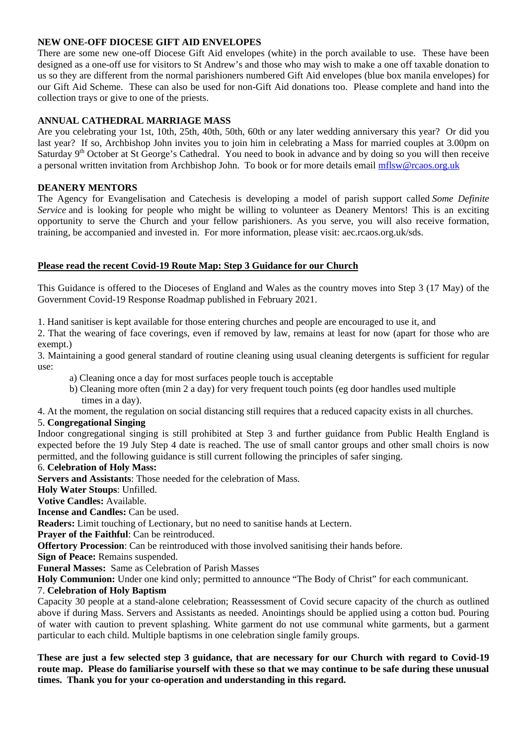**NEW ONE-OFF DIOCESE GIFT AID ENVELOPES**

There are some new one-off Diocese Gift Aid envelopes (white) in the porch available to use. These have been designed as a one-off use for visitors to St Andrew's and those who may wish to make a one off taxable donation to us so they are different from the normal parishioners numbered Gift Aid envelopes (blue box manila envelopes) for our Gift Aid Scheme. These can also be used for non-Gift Aid donations too. Please complete and hand into the collection trays or give to one of the priests.

**ANNUAL CATHEDRAL MARRIAGE MASS**

Are you celebrating your 1st, 10th, 25th, 40th, 50th, 60th or any later wedding anniversary this year? Or did you last year? If so, Archbishop John invites you to join him in celebrating a Mass for married couples at 3.00pm on Saturday 9th October at St George's Cathedral. You need to book in advance and by doing so you will then receive a personal written invitation from Archbishop John. To book or for more details email mflsw@rcaos.org.uk

**DEANERY MENTORS**

The Agency for Evangelisation and Catechesis is developing a model of parish support called *Some Definite Service* and is looking for people who might be willing to volunteer as Deanery Mentors! This is an exciting opportunity to serve the Church and your fellow parishioners. As you serve, you will also receive formation, training, be accompanied and invested in. For more information, please visit: aec.rcaos.org.uk/sds.

**Please read the recent Covid-19 Route Map: Step 3 Guidance for our Church**

This Guidance is offered to the Dioceses of England and Wales as the country moves into Step 3 (17 May) of the Government Covid-19 Response Roadmap published in February 2021.

1. Hand sanitiser is kept available for those entering churches and people are encouraged to use it, and
2. That the wearing of face coverings, even if removed by law, remains at least for now (apart for those who are exempt.)
3. Maintaining a good general standard of routine cleaning using usual cleaning detergents is sufficient for regular use:
    a) Cleaning once a day for most surfaces people touch is acceptable
    b) Cleaning more often (min 2 a day) for very frequent touch points (eg door handles used multiple times in a day).
4. At the moment, the regulation on social distancing still requires that a reduced capacity exists in all churches.
5. **Congregational Singing**

Indoor congregational singing is still prohibited at Step 3 and further guidance from Public Health England is expected before the 19 July Step 4 date is reached. The use of small cantor groups and other small choirs is now permitted, and the following guidance is still current following the principles of safer singing.

6. **Celebration of Holy Mass:**

**Servers and Assistants**: Those needed for the celebration of Mass.
**Holy Water Stoups**: Unfilled.
**Votive Candles:** Available.
**Incense and Candles:** Can be used.
**Readers:** Limit touching of Lectionary, but no need to sanitise hands at Lectern.
**Prayer of the Faithful**: Can be reintroduced.
**Offertory Procession**: Can be reintroduced with those involved sanitising their hands before.
**Sign of Peace:** Remains suspended.
**Funeral Masses:** Same as Celebration of Parish Masses
**Holy Communion:** Under one kind only; permitted to announce "The Body of Christ" for each communicant.

7. **Celebration of Holy Baptism**

Capacity 30 people at a stand-alone celebration; Reassessment of Covid secure capacity of the church as outlined above if during Mass. Servers and Assistants as needed. Anointings should be applied using a cotton bud. Pouring of water with caution to prevent splashing. White garment do not use communal white garments, but a garment particular to each child. Multiple baptisms in one celebration single family groups.

**These are just a few selected step 3 guidance, that are necessary for our Church with regard to Covid-19 route map. Please do familiarise yourself with these so that we may continue to be safe during these unusual times. Thank you for your co-operation and understanding in this regard.**